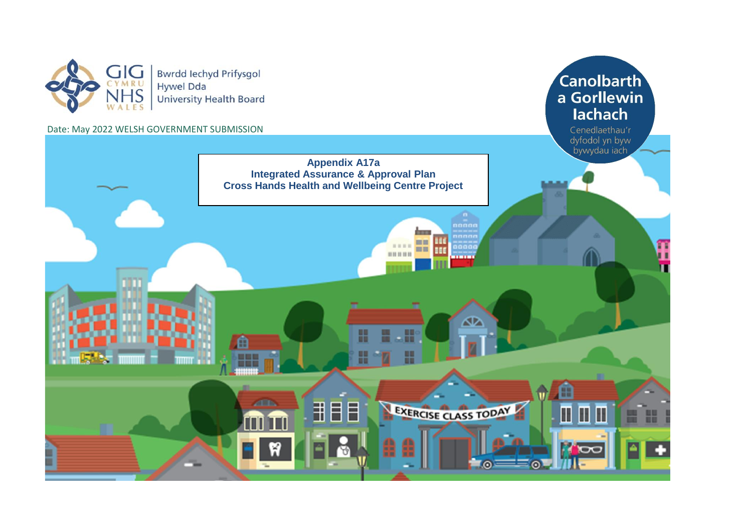GIG CYMRU NHS WALES

Bwrdd Iechyd Prifysgol Hywel Dda University Health Board

Canolbarth a Gorllewin Iachach

Cenedlaethau'r dyfodol yn byw bywydau iach

Date: May 2022 WELSH GOVERNMENT SUBMISSION

# Appendix A17a
## Integrated Assurance & Approval Plan
## Cross Hands Health and Wellbeing Centre Project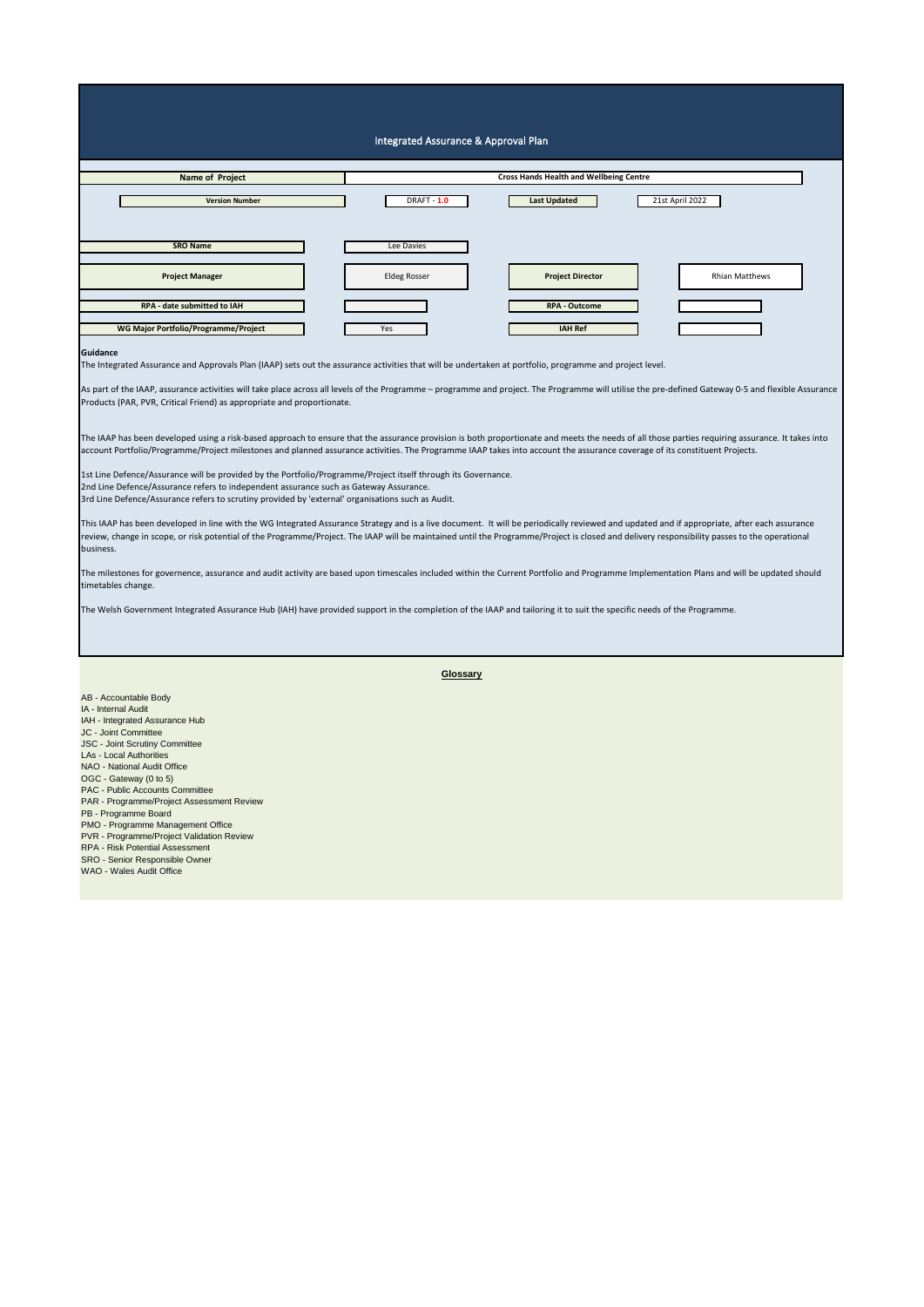# Integrated Assurance & Approval Plan

| | | | |
|---|---|---|---|
| **Name of Project** | **Cross Hands Health and Wellbeing Centre** | | |
| **Version Number** | DRAFT - **1.0** | **Last Updated** | 21st April 2022 |
| **SRO Name** | Lee Davies | | |
| **Project Manager** | Eldeg Rosser | **Project Director** | Rhian Matthews |
| **RPA - date submitted to IAH** | | **RPA - Outcome** | |
| **WG Major Portfolio/Programme/Project** | Yes | **IAH Ref** | |

**Guidance**

The Integrated Assurance and Approvals Plan (IAAP) sets out the assurance activities that will be undertaken at portfolio, programme and project level.

As part of the IAAP, assurance activities will take place across all levels of the Programme – programme and project. The Programme will utilise the pre-defined Gateway 0-5 and flexible Assurance Products (PAR, PVR, Critical Friend) as appropriate and proportionate.

The IAAP has been developed using a risk-based approach to ensure that the assurance provision is both proportionate and meets the needs of all those parties requiring assurance. It takes into account Portfolio/Programme/Project milestones and planned assurance activities. The Programme IAAP takes into account the assurance coverage of its constituent Projects.

1st Line Defence/Assurance will be provided by the Portfolio/Programme/Project itself through its Governance.
2nd Line Defence/Assurance refers to independent assurance such as Gateway Assurance.
3rd Line Defence/Assurance refers to scrutiny provided by 'external' organisations such as Audit.

This IAAP has been developed in line with the WG Integrated Assurance Strategy and is a live document. It will be periodically reviewed and updated and if appropriate, after each assurance review, change in scope, or risk potential of the Programme/Project. The IAAP will be maintained until the Programme/Project is closed and delivery responsibility passes to the operational business.

The milestones for governence, assurance and audit activity are based upon timescales included within the Current Portfolio and Programme Implementation Plans and will be updated should timetables change.

The Welsh Government Integrated Assurance Hub (IAH) have provided support in the completion of the IAAP and tailoring it to suit the specific needs of the Programme.

## Glossary

AB - Accountable Body
IA - Internal Audit
IAH - Integrated Assurance Hub
JC - Joint Committee
JSC - Joint Scrutiny Committee
LAs - Local Authorities
NAO - National Audit Office
OGC - Gateway (0 to 5)
PAC - Public Accounts Committee
PAR - Programme/Project Assessment Review
PB - Programme Board
PMO - Programme Management Office
PVR - Programme/Project Validation Review
RPA - Risk Potential Assessment
SRO - Senior Responsible Owner
WAO - Wales Audit Office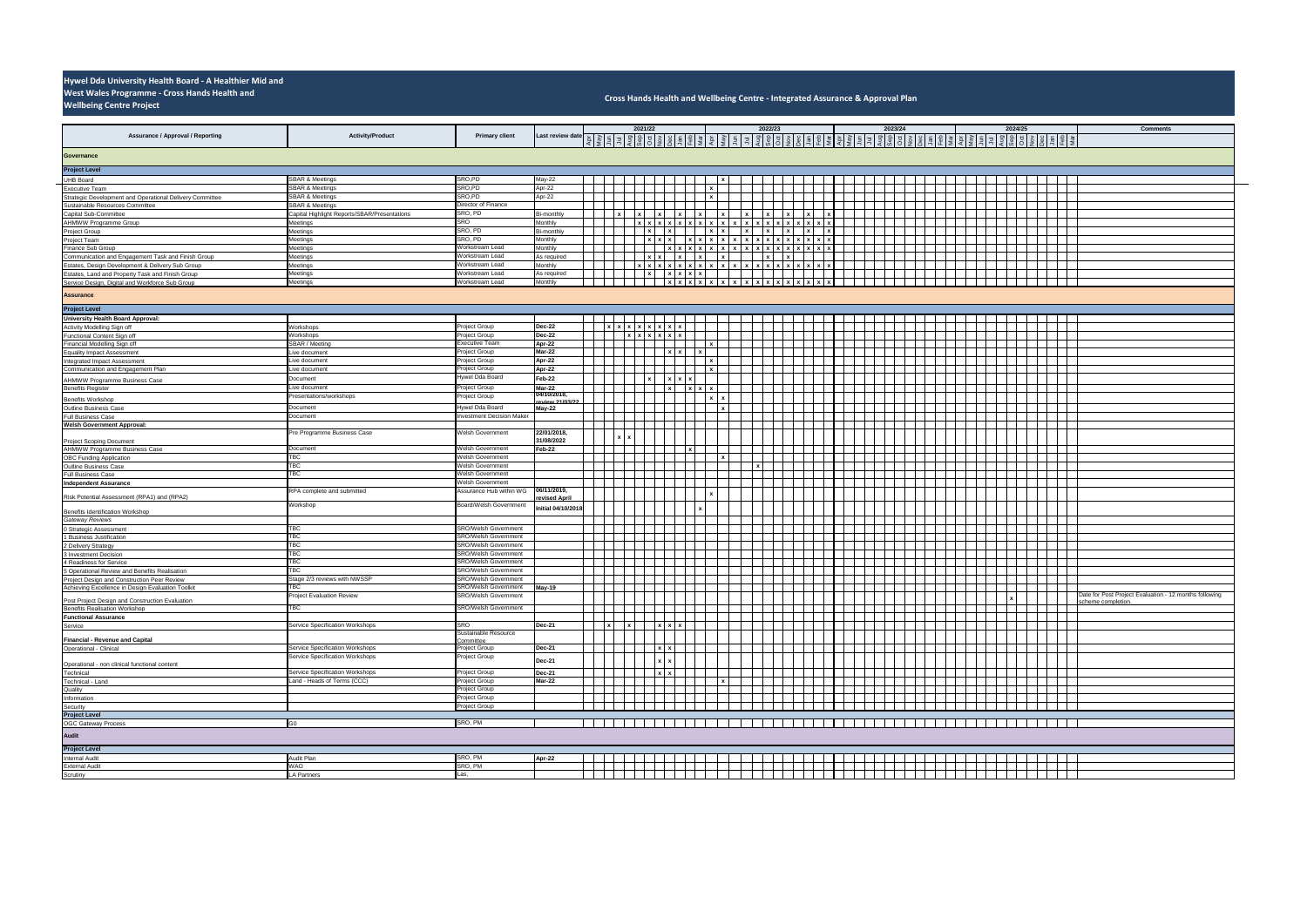# Hywel Dda University Health Board - A Healthier Mid and West Wales Programme - Cross Hands Health and Wellbeing Centre Project

## Cross Hands Health and Wellbeing Centre - Integrated Assurance & Approval Plan

| Assurance / Approval / Reporting | Activity/Product | Primary client | Last review date | 2021/22 | | | | | | | | | | | | 2022/23 | | | | | | | | | | | | 2023/24 | | | | | | | | | | | | 2024/25 | | | | | | | | | | | | Comments |
|---|---|---|---|---|---|---|---|---|---|---|---|---|---|---|---|---|---|---|---|---|---|---|---|---|---|---|---|---|---|---|---|---|---|---|---|---|---|---|---|---|---|---|---|---|---|---|---|---|---|---|---|---|
| | | | | Apr | May | Jun | Jul | Aug | Sep | Oct | Nov | Dec | Jan | Feb | Mar | Apr | May | Jun | Jul | Aug | Sep | Oct | Nov | Dec | Jan | Feb | Mar | Apr | May | Jun | Jul | Aug | Sep | Oct | Nov | Dec | Jan | Feb | Mar | Apr | May | Jun | Jul | Aug | Sep | Oct | Nov | Dec | Jan | Feb | Mar | |
| **Governance** | | | | | | | | | | | | | | | | | | | | | | | | | | | | | | | | | | | | | | | | | | | | | | | | | | | | |
| **Project Level** | | | | | | | | | | | | | | | | | | | | | | | | | | | | | | | | | | | | | | | | | | | | | | | | | | | | |
| UHB Board | SBAR & Meetings | SRO,PD | May-22 | | | | | | | | | | | | | | x | | | | | | | | | | | | | | | | | | | | | | | | | | | | | | | | | | | |
| Executive Team | SBAR & Meetings | SRO,PD | Apr-22 | | | | | | | | | | | | | x | | | | | | | | | | | | | | | | | | | | | | | | | | | | | | | | | | | | |
| Strategic Development and Operational Delivery Committee | SBAR & Meetings | SRO,PD | Apr-22 | | | | | | | | | | | | | x | | | | | | | | | | | | | | | | | | | | | | | | | | | | | | | | | | | | |
| Sustainable Resources Committee | SBAR & Meetings | Director of Finance | | | | | | | | | | | | | | | | | | | | | | | | | | | | | | | | | | | | | | | | | | | | | | | | | | |
| Capital Sub-Committee | Capital Highlight Reports/SBAR/Presentations | SRO, PD | Bi-monthly | | | | x | | x | | x | | x | | x | | x | | x | | x | | x | | x | | x | | | | | | | | | | | | | | | | | | | | | | | | | |
| AHMWW Programme Group | Meetings | SRO | Monthly | | | | | | x | x | x | x | x | x | x | x | x | x | x | x | x | x | x | x | x | x | x | | | | | | | | | | | | | | | | | | | | | | | | | |
| Project Group | Meetings | SRO, PD | Bi-monthly | | | | | | | x | | x | | | | x | x | | x | | x | | x | | x | | x | | | | | | | | | | | | | | | | | | | | | | | | | |
| Project Team | Meetings | SRO, PD | Monthly | | | | | | | x | x | x | | x | x | x | x | x | x | x | x | x | x | x | x | x | x | | | | | | | | | | | | | | | | | | | | | | | | | |
| Finance Sub Group | Meetings | Workstream Lead | Monthly | | | | | | | | | x | x | x | x | x | x | x | x | x | x | x | x | x | x | x | x | | | | | | | | | | | | | | | | | | | | | | | | | |
| Communication and Engagement Task and Finish Group | Meetings | Workstream Lead | As required | | | | | | | x | x | | x | | x | | x | | | | x | | x | | | | | | | | | | | | | | | | | | | | | | | | | | | | | |
| Estates, Design Development & Delivery Sub Group | Meetings | Workstream Lead | Monthly | | | | | | x | x | x | x | x | x | x | x | x | x | x | x | x | x | x | x | x | x | x | | | | | | | | | | | | | | | | | | | | | | | | | |
| Estates, Land and Property Task and Finish Group | Meetings | Workstream Lead | As required | | | | | | | x | | x | x | x | | | | | | | | | | | | | | | | | | | | | | | | | | | | | | | | | | | | | | |
| Service Design, Digital and Workforce Sub Group | Meetings | Workstream Lead | Monthly | | | | | | | | | x | x | x | x | x | x | x | x | x | x | x | x | x | x | x | x | | | | | | | | | | | | | | | | | | | | | | | | | |
| **Assurance** | | | | | | | | | | | | | | | | | | | | | | | | | | | | | | | | | | | | | | | | | | | | | | | | | | | | |
| **Project Level** | | | | | | | | | | | | | | | | | | | | | | | | | | | | | | | | | | | | | | | | | | | | | | | | | | | | |
| **University Health Board Approval:** | | | | | | | | | | | | | | | | | | | | | | | | | | | | | | | | | | | | | | | | | | | | | | | | | | | | |
| Activity Modelling Sign off | Workshops | Project Group | Dec-22 | | x | x | x | x | x | x | x | x | x | | | | | | | | | | | | | | | | | | | | | | | | | | | | | | | | | | | | | | | |
| Functional Content Sign off | Workshops | Project Group | Dec-22 | | | | | x | x | x | x | x | x | | | | | | | | | | | | | | | | | | | | | | | | | | | | | | | | | | | | | | | |
| Financial Modelling Sign off | SBAR / Meeting | Executive Team | Apr-22 | | | | | | | | | | | | | x | | | | | | | | | | | | | | | | | | | | | | | | | | | | | | | | | | | | |
| Equality Impact Assessment | Live document | Project Group | Mar-22 | | | | | | | | | x | x | | x | | | | | | | | | | | | | | | | | | | | | | | | | | | | | | | | | | | | | |
| Integrated Impact Assessment | Live document | Project Group | Apr-22 | | | | | | | | | | | | | x | | | | | | | | | | | | | | | | | | | | | | | | | | | | | | | | | | | | |
| Communication and Engagement Plan | Live document | Project Group | Apr-22 | | | | | | | | | | | | | x | | | | | | | | | | | | | | | | | | | | | | | | | | | | | | | | | | | | |
| AHMWW Programme Business Case | Document | Hywel Dda Board | Feb-22 | | | | | | | x | | x | x | x | | | | | | | | | | | | | | | | | | | | | | | | | | | | | | | | | | | | | | |
| Benefits Register | Live document | Project Group | Mar-22 | | | | | | | | | x | | x | x | x | | | | | | | | | | | | | | | | | | | | | | | | | | | | | | | | | | | | |
| Benefits Workshop | Presentations/workshops | Project Group | 04/10/2018, review 21/03/22 | | | | | | | | | | | | | x | x | | | | | | | | | | | | | | | | | | | | | | | | | | | | | | | | | | | |
| Outline Business Case | Document | Hywel Dda Board | May-22 | | | | | | | | | | | | | | x | | | | | | | | | | | | | | | | | | | | | | | | | | | | | | | | | | | |
| Full Business Case | Document | Investment Decision Maker | | | | | | | | | | | | | | | | | | | | | | | | | | | | | | | | | | | | | | | | | | | | | | | | | | |
| **Welsh Government Approval:** | | | | | | | | | | | | | | | | | | | | | | | | | | | | | | | | | | | | | | | | | | | | | | | | | | | | |
| Project Scoping Document | Pre Programme Business Case | Welsh Government | 22/01/2018, 31/08/2022 | | | | x | x | | | | | | | | | | | | | | | | | | | | | | | | | | | | | | | | | | | | | | | | | | | | |
| AHMWW Programme Business Case | Document | Welsh Government | Feb-22 | | | | | | | | | | | x | | | | | | | | | | | | | | | | | | | | | | | | | | | | | | | | | | | | | | |
| OBC Funding Application | TBC | Welsh Government | | | | | | | | | | | | | | | x | | | | | | | | | | | | | | | | | | | | | | | | | | | | | | | | | | | |
| Outline Business Case | TBC | Welsh Government | | | | | | | | | | | | | | | | | | | x | | | | | | | | | | | | | | | | | | | | | | | | | | | | | | | |
| Full Business Case | TBC | Welsh Government | | | | | | | | | | | | | | | | | | | | | | | | | | | | | | | | | | | | | | | | | | | | | | | | | | |
| **Independent Assurance** | | Welsh Government | | | | | | | | | | | | | | | | | | | | | | | | | | | | | | | | | | | | | | | | | | | | | | | | | | |
| Risk Potential Assessment (RPA1) and (RPA2) | RPA complete and submitted | Assurance Hub within WG | 06/11/2019, revised April | | | | | | | | | | | | | x | | | | | | | | | | | | | | | | | | | | | | | | | | | | | | | | | | | | |
| Benefits Identification Workshop | Workshop | Board/Welsh Government | Initial 04/10/2018 | | | | | | | | | | | | x | | | | | | | | | | | | | | | | | | | | | | | | | | | | | | | | | | | | | |
| *Gateway Reviews* | | | | | | | | | | | | | | | | | | | | | | | | | | | | | | | | | | | | | | | | | | | | | | | | | | | |
| 0 Strategic Assessment | TBC | SRO/Welsh Government | | | | | | | | | | | | | | | | | | | | | | | | | | | | | | | | | | | | | | | | | | | | | | | | | | |
| 1 Business Justification | TBC | SRO/Welsh Government | | | | | | | | | | | | | | | | | | | | | | | | | | | | | | | | | | | | | | | | | | | | | | | | | | |
| 2 Delivery Strategy | TBC | SRO/Welsh Government | | | | | | | | | | | | | | | | | | | | | | | | | | | | | | | | | | | | | | | | | | | | | | | | | | |
| 3 Investment Decision | TBC | SRO/Welsh Government | | | | | | | | | | | | | | | | | | | | | | | | | | | | | | | | | | | | | | | | | | | | | | | | | | |
| 4 Readiness for Service | TBC | SRO/Welsh Government | | | | | | | | | | | | | | | | | | | | | | | | | | | | | | | | | | | | | | | | | | | | | | | | | | |
| 5 Operational Review and Benefits Realisation | TBC | SRO/Welsh Government | | | | | | | | | | | | | | | | | | | | | | | | | | | | | | | | | | | | | | | | | | | | | | | | | | |
| Project Design and Construction Peer Review | Stage 2/3 reviews with NWSSP | SRO/Welsh Government | | | | | | | | | | | | | | | | | | | | | | | | | | | | | | | | | | | | | | | | | | | | | | | | | | |
| Achieving Excellence in Design Evaluation Toolkit | TBC | SRO/Welsh Government | May-19 | | | | | | | | | | | | | | | | | | | | | | | | | | | | | | | | | | | | | | | | | | | | | | | | | |
| Post Project Design and Construction Evaluation | Project Evaluation Review | SRO/Welsh Government | | | | | | | | | | | | | | | | | | | | | | | | | | | | | | | | | | | | | | | | | | | | | x | | | | | Date for Post Project Evaluation - 12 months following scheme completion. |
| Benefits Realisation Workshop | TBC | SRO/Welsh Government | | | | | | | | | | | | | | | | | | | | | | | | | | | | | | | | | | | | | | | | | | | | | | | | | | |
| **Functional Assurance** | | | | | | | | | | | | | | | | | | | | | | | | | | | | | | | | | | | | | | | | | | | | | | | | | | | | |
| Service | Service Specification Workshops | SRO | Dec-21 | | x | | | x | | | x | x | x | | | | | | | | | | | | | | | | | | | | | | | | | | | | | | | | | | | | | | | |
| **Financial - Revenue and Capital** | | Sustainable Resource Committee | | | | | | | | | | | | | | | | | | | | | | | | | | | | | | | | | | | | | | | | | | | | | | | | | | |
| Operational - Clinical | Service Specification Workshops | Project Group | Dec-21 | | | | | | | | x | x | | | | | | | | | | | | | | | | | | | | | | | | | | | | | | | | | | | | | | | | |
| Operational - non clinical functional content | Service Specification Workshops | Project Group | Dec-21 | | | | | | | | x | x | | | | | | | | | | | | | | | | | | | | | | | | | | | | | | | | | | | | | | | | |
| Technical | Service Specification Workshops | Project Group | Dec-21 | | | | | | | | x | x | | | | | | | | | | | | | | | | | | | | | | | | | | | | | | | | | | | | | | | | |
| Technical - Land | Land - Heads of Terms (CCC) | Project Group | Mar-22 | | | | | | | | | | | | | | x | | | | | | | | | | | | | | | | | | | | | | | | | | | | | | | | | | | |
| Quality | | Project Group | | | | | | | | | | | | | | | | | | | | | | | | | | | | | | | | | | | | | | | | | | | | | | | | | | |
| Information | | Project Group | | | | | | | | | | | | | | | | | | | | | | | | | | | | | | | | | | | | | | | | | | | | | | | | | | |
| Security | | Project Group | | | | | | | | | | | | | | | | | | | | | | | | | | | | | | | | | | | | | | | | | | | | | | | | | | |
| **Project Level** | | | | | | | | | | | | | | | | | | | | | | | | | | | | | | | | | | | | | | | | | | | | | | | | | | | | |
| OGC Gateway Process | G0 | SRO, PM | | | | | | | | | | | | | | | | | | | | | | | | | | | | | | | | | | | | | | | | | | | | | | | | | | |
| **Audit** | | | | | | | | | | | | | | | | | | | | | | | | | | | | | | | | | | | | | | | | | | | | | | | | | | | | |
| **Project Level** | | | | | | | | | | | | | | | | | | | | | | | | | | | | | | | | | | | | | | | | | | | | | | | | | | | | |
| Internal Audit | Audit Plan | SRO, PM | Apr-22 | | | | | | | | | | | | | | | | | | | | | | | | | | | | | | | | | | | | | | | | | | | | | | | | | |
| External Audit | WAO | SRO, PM | | | | | | | | | | | | | | | | | | | | | | | | | | | | | | | | | | | | | | | | | | | | | | | | | | |
| Scrutiny | LA Partners | Las, | | | | | | | | | | | | | | | | | | | | | | | | | | | | | | | | | | | | | | | | | | | | | | | | | | |